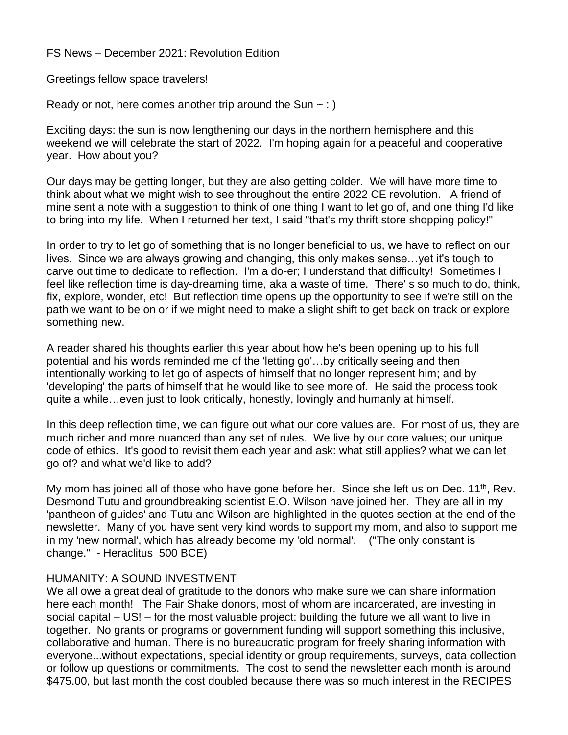FS News – December 2021: Revolution Edition

Greetings fellow space travelers!

Ready or not, here comes another trip around the Sun ~ : )

Exciting days: the sun is now lengthening our days in the northern hemisphere and this weekend we will celebrate the start of 2022. I'm hoping again for a peaceful and cooperative year. How about you?

Our days may be getting longer, but they are also getting colder. We will have more time to think about what we might wish to see throughout the entire 2022 CE revolution. A friend of mine sent a note with a suggestion to think of one thing I want to let go of, and one thing I'd like to bring into my life. When I returned her text, I said "that's my thrift store shopping policy!"

In order to try to let go of something that is no longer beneficial to us, we have to reflect on our lives. Since we are always growing and changing, this only makes sense…yet it's tough to carve out time to dedicate to reflection. I'm a do-er; I understand that difficulty! Sometimes I feel like reflection time is day-dreaming time, aka a waste of time. There' s so much to do, think, fix, explore, wonder, etc! But reflection time opens up the opportunity to see if we're still on the path we want to be on or if we might need to make a slight shift to get back on track or explore something new.

A reader shared his thoughts earlier this year about how he's been opening up to his full potential and his words reminded me of the 'letting go'…by critically seeing and then intentionally working to let go of aspects of himself that no longer represent him; and by 'developing' the parts of himself that he would like to see more of. He said the process took quite a while…even just to look critically, honestly, lovingly and humanly at himself.

In this deep reflection time, we can figure out what our core values are. For most of us, they are much richer and more nuanced than any set of rules. We live by our core values; our unique code of ethics. It's good to revisit them each year and ask: what still applies? what we can let go of? and what we'd like to add?

My mom has joined all of those who have gone before her. Since she left us on Dec. 11th, Rev. Desmond Tutu and groundbreaking scientist E.O. Wilson have joined her. They are all in my 'pantheon of guides' and Tutu and Wilson are highlighted in the quotes section at the end of the newsletter. Many of you have sent very kind words to support my mom, and also to support me in my 'new normal', which has already become my 'old normal'. ("The only constant is change." - Heraclitus 500 BCE)

HUMANITY: A SOUND INVESTMENT

We all owe a great deal of gratitude to the donors who make sure we can share information here each month! The Fair Shake donors, most of whom are incarcerated, are investing in social capital – US! – for the most valuable project: building the future we all want to live in together. No grants or programs or government funding will support something this inclusive, collaborative and human. There is no bureaucratic program for freely sharing information with everyone...without expectations, special identity or group requirements, surveys, data collection or follow up questions or commitments. The cost to send the newsletter each month is around $475.00, but last month the cost doubled because there was so much interest in the RECIPES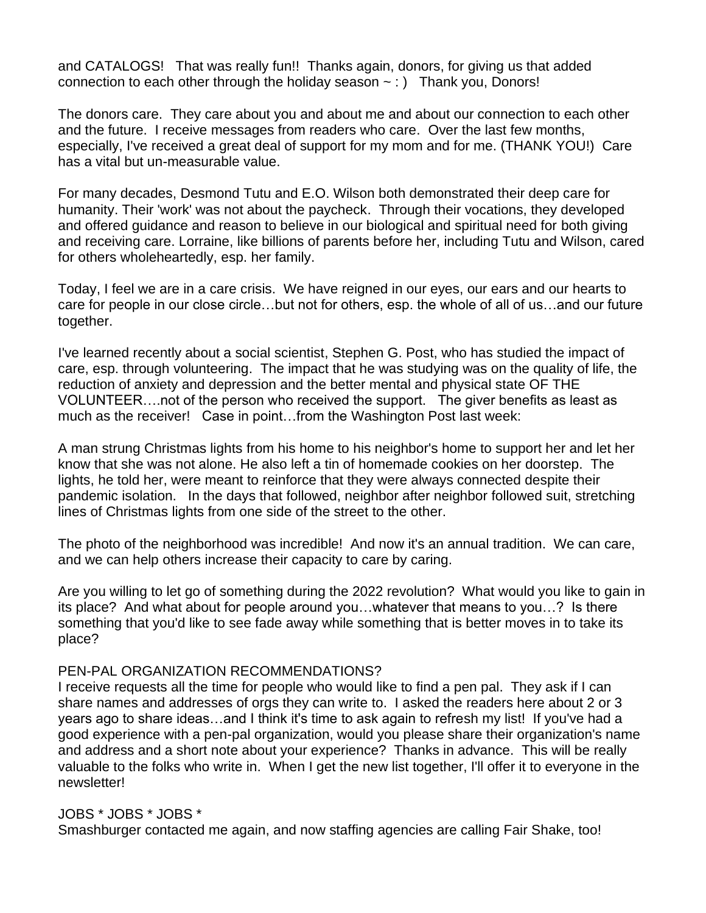and CATALOGS! That was really fun!! Thanks again, donors, for giving us that added connection to each other through the holiday season ~ : ) Thank you, Donors!

The donors care. They care about you and about me and about our connection to each other and the future. I receive messages from readers who care. Over the last few months, especially, I've received a great deal of support for my mom and for me. (THANK YOU!) Care has a vital but un-measurable value.

For many decades, Desmond Tutu and E.O. Wilson both demonstrated their deep care for humanity. Their 'work' was not about the paycheck. Through their vocations, they developed and offered guidance and reason to believe in our biological and spiritual need for both giving and receiving care. Lorraine, like billions of parents before her, including Tutu and Wilson, cared for others wholeheartedly, esp. her family.

Today, I feel we are in a care crisis. We have reigned in our eyes, our ears and our hearts to care for people in our close circle…but not for others, esp. the whole of all of us…and our future together.

I've learned recently about a social scientist, Stephen G. Post, who has studied the impact of care, esp. through volunteering. The impact that he was studying was on the quality of life, the reduction of anxiety and depression and the better mental and physical state OF THE VOLUNTEER….not of the person who received the support. The giver benefits as least as much as the receiver! Case in point…from the Washington Post last week:

A man strung Christmas lights from his home to his neighbor's home to support her and let her know that she was not alone. He also left a tin of homemade cookies on her doorstep. The lights, he told her, were meant to reinforce that they were always connected despite their pandemic isolation. In the days that followed, neighbor after neighbor followed suit, stretching lines of Christmas lights from one side of the street to the other.

The photo of the neighborhood was incredible! And now it's an annual tradition. We can care, and we can help others increase their capacity to care by caring.

Are you willing to let go of something during the 2022 revolution? What would you like to gain in its place? And what about for people around you…whatever that means to you…? Is there something that you'd like to see fade away while something that is better moves in to take its place?

PEN-PAL ORGANIZATION RECOMMENDATIONS?

I receive requests all the time for people who would like to find a pen pal. They ask if I can share names and addresses of orgs they can write to. I asked the readers here about 2 or 3 years ago to share ideas…and I think it's time to ask again to refresh my list! If you've had a good experience with a pen-pal organization, would you please share their organization's name and address and a short note about your experience? Thanks in advance. This will be really valuable to the folks who write in. When I get the new list together, I'll offer it to everyone in the newsletter!

JOBS * JOBS * JOBS *

Smashburger contacted me again, and now staffing agencies are calling Fair Shake, too!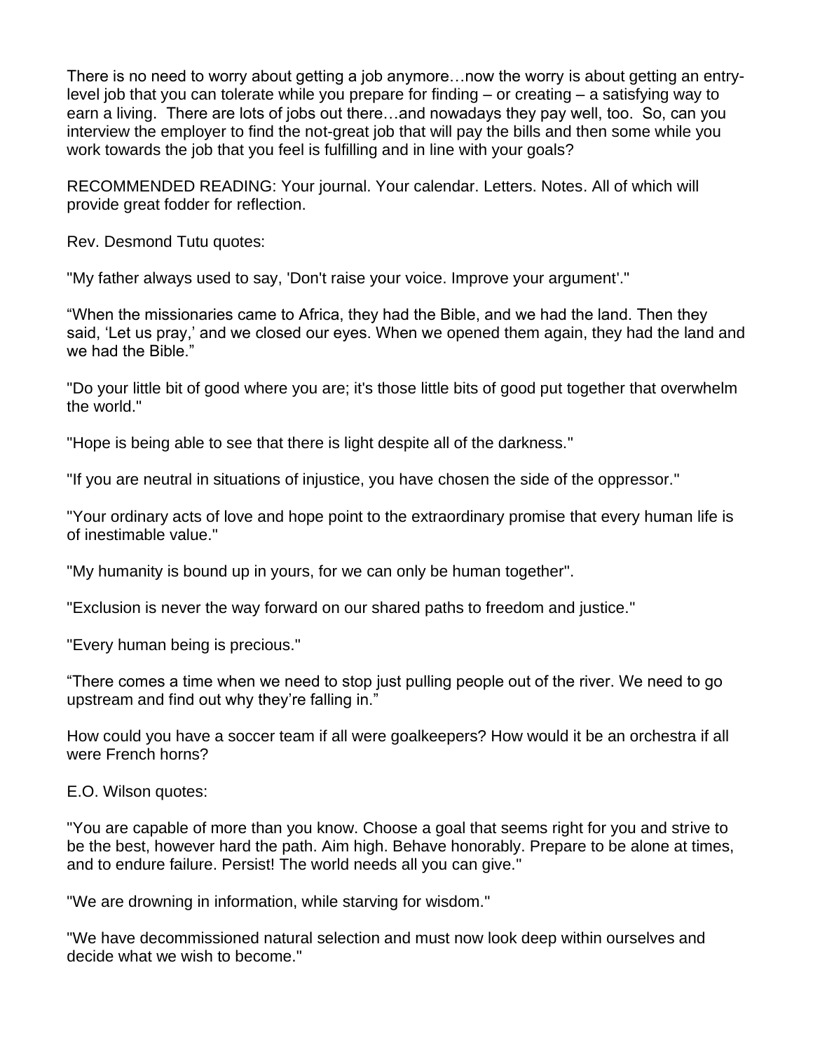There is no need to worry about getting a job anymore…now the worry is about getting an entry-level job that you can tolerate while you prepare for finding – or creating – a satisfying way to earn a living. There are lots of jobs out there…and nowadays they pay well, too. So, can you interview the employer to find the not-great job that will pay the bills and then some while you work towards the job that you feel is fulfilling and in line with your goals?

RECOMMENDED READING: Your journal. Your calendar. Letters. Notes. All of which will provide great fodder for reflection.

Rev. Desmond Tutu quotes:

"My father always used to say, 'Don't raise your voice. Improve your argument'."

“When the missionaries came to Africa, they had the Bible, and we had the land. Then they said, ‘Let us pray,’ and we closed our eyes. When we opened them again, they had the land and we had the Bible.”

"Do your little bit of good where you are; it's those little bits of good put together that overwhelm the world."

"Hope is being able to see that there is light despite all of the darkness."

"If you are neutral in situations of injustice, you have chosen the side of the oppressor."

"Your ordinary acts of love and hope point to the extraordinary promise that every human life is of inestimable value."

"My humanity is bound up in yours, for we can only be human together".

"Exclusion is never the way forward on our shared paths to freedom and justice."

"Every human being is precious."

“There comes a time when we need to stop just pulling people out of the river. We need to go upstream and find out why they’re falling in.”

How could you have a soccer team if all were goalkeepers? How would it be an orchestra if all were French horns?

E.O. Wilson quotes:

"You are capable of more than you know. Choose a goal that seems right for you and strive to be the best, however hard the path. Aim high. Behave honorably. Prepare to be alone at times, and to endure failure. Persist! The world needs all you can give."

"We are drowning in information, while starving for wisdom."

"We have decommissioned natural selection and must now look deep within ourselves and decide what we wish to become."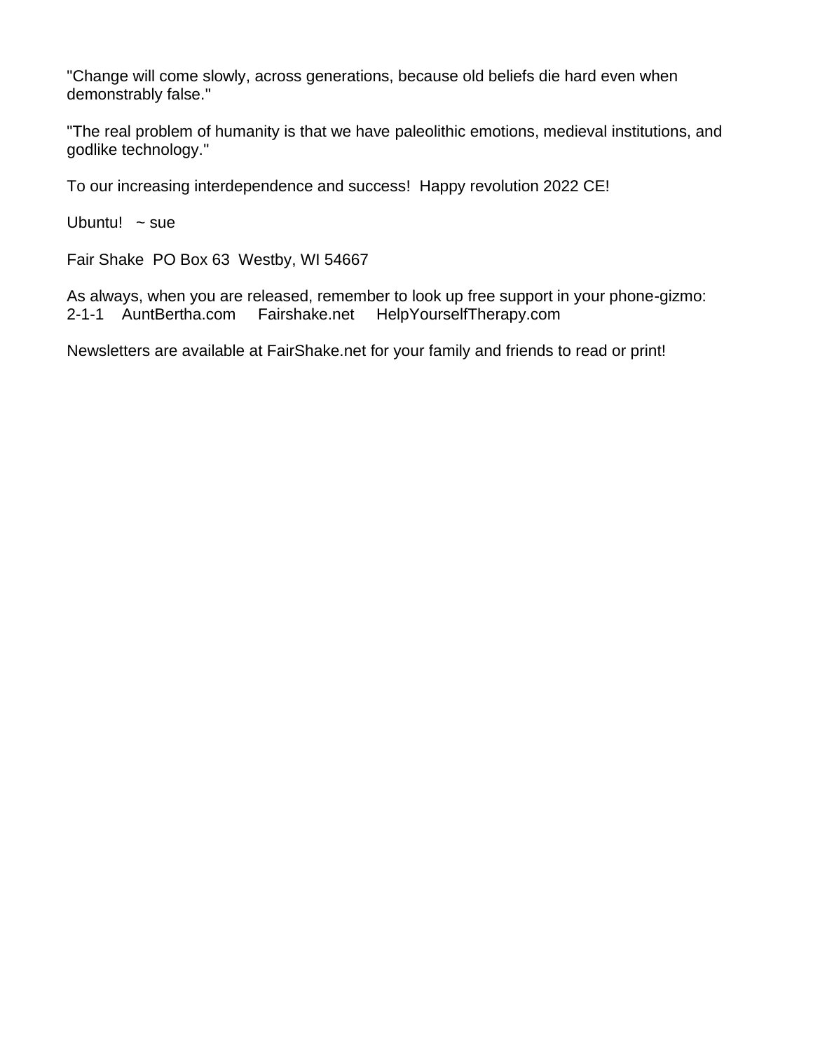"Change will come slowly, across generations, because old beliefs die hard even when demonstrably false."

"The real problem of humanity is that we have paleolithic emotions, medieval institutions, and godlike technology."

To our increasing interdependence and success!  Happy revolution 2022 CE!

Ubuntu!   ~ sue

Fair Shake  PO Box 63  Westby, WI 54667

As always, when you are released, remember to look up free support in your phone-gizmo:
2-1-1    AuntBertha.com     Fairshake.net     HelpYourselfTherapy.com

Newsletters are available at FairShake.net for your family and friends to read or print!